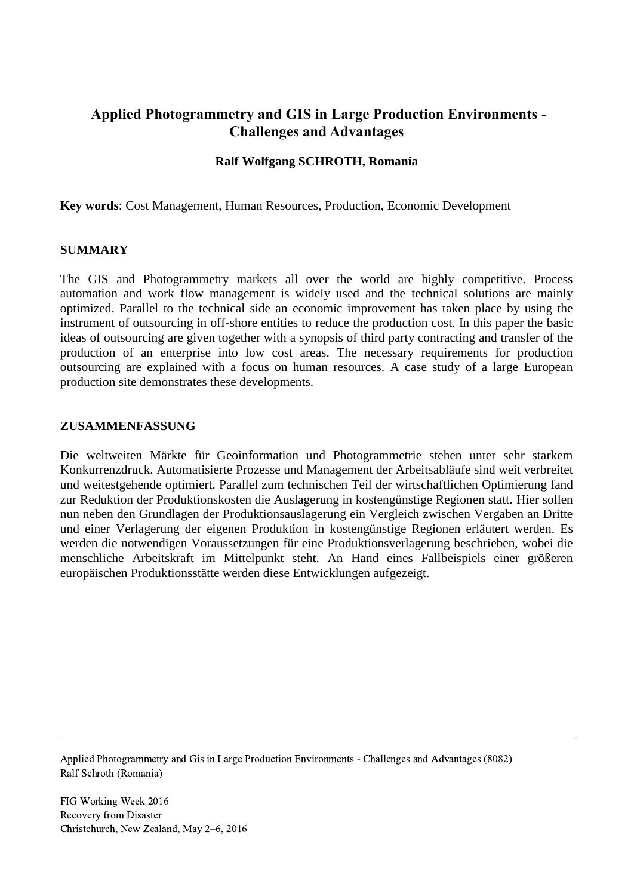# Applied Photogrammetry and GIS in Large Production Environments - Challenges and Advantages

**Ralf Wolfgang SCHROTH, Romania**

**Key words**: Cost Management, Human Resources, Production, Economic Development

## SUMMARY

The GIS and Photogrammetry markets all over the world are highly competitive. Process automation and work flow management is widely used and the technical solutions are mainly optimized. Parallel to the technical side an economic improvement has taken place by using the instrument of outsourcing in off-shore entities to reduce the production cost. In this paper the basic ideas of outsourcing are given together with a synopsis of third party contracting and transfer of the production of an enterprise into low cost areas. The necessary requirements for production outsourcing are explained with a focus on human resources. A case study of a large European production site demonstrates these developments.

## ZUSAMMENFASSUNG

Die weltweiten Märkte für Geoinformation und Photogrammetrie stehen unter sehr starkem Konkurrenzdruck. Automatisierte Prozesse und Management der Arbeitsabläufe sind weit verbreitet und weitestgehende optimiert. Parallel zum technischen Teil der wirtschaftlichen Optimierung fand zur Reduktion der Produktionskosten die Auslagerung in kostengünstige Regionen statt. Hier sollen nun neben den Grundlagen der Produktionsauslagerung ein Vergleich zwischen Vergaben an Dritte und einer Verlagerung der eigenen Produktion in kostengünstige Regionen erläutert werden. Es werden die notwendigen Voraussetzungen für eine Produktionsverlagerung beschrieben, wobei die menschliche Arbeitskraft im Mittelpunkt steht. An Hand eines Fallbeispiels einer größeren europäischen Produktionsstätte werden diese Entwicklungen aufgezeigt.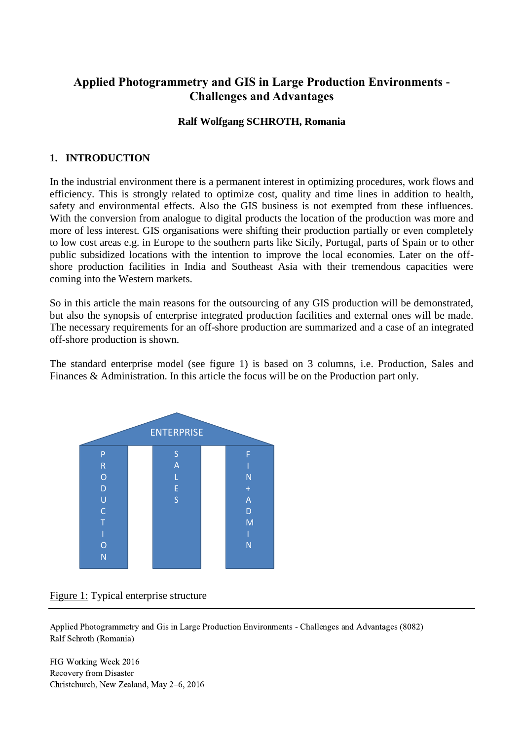# Applied Photogrammetry and GIS in Large Production Environments - Challenges and Advantages

**Ralf Wolfgang SCHROTH, Romania**

## 1. INTRODUCTION

In the industrial environment there is a permanent interest in optimizing procedures, work flows and efficiency. This is strongly related to optimize cost, quality and time lines in addition to health, safety and environmental effects. Also the GIS business is not exempted from these influences. With the conversion from analogue to digital products the location of the production was more and more of less interest. GIS organisations were shifting their production partially or even completely to low cost areas e.g. in Europe to the southern parts like Sicily, Portugal, parts of Spain or to other public subsidized locations with the intention to improve the local economies. Later on the off-shore production facilities in India and Southeast Asia with their tremendous capacities were coming into the Western markets.

So in this article the main reasons for the outsourcing of any GIS production will be demonstrated, but also the synopsis of enterprise integrated production facilities and external ones will be made. The necessary requirements for an off-shore production are summarized and a case of an integrated off-shore production is shown.

The standard enterprise model (see figure 1) is based on 3 columns, i.e. Production, Sales and Finances & Administration. In this article the focus will be on the Production part only.

ENTERPRISE

PRODUCTION | SALES | FIN + ADMIN

Figure 1: Typical enterprise structure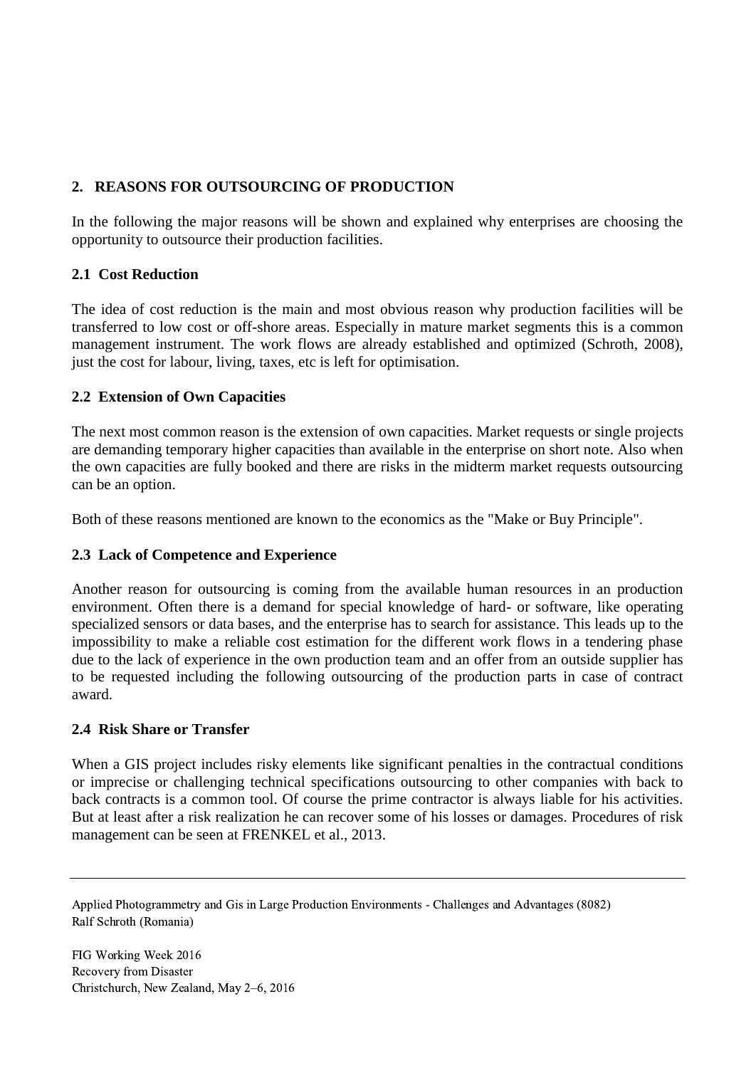## 2. REASONS FOR OUTSOURCING OF PRODUCTION

In the following the major reasons will be shown and explained why enterprises are choosing the opportunity to outsource their production facilities.

### 2.1 Cost Reduction

The idea of cost reduction is the main and most obvious reason why production facilities will be transferred to low cost or off-shore areas. Especially in mature market segments this is a common management instrument. The work flows are already established and optimized (Schroth, 2008), just the cost for labour, living, taxes, etc is left for optimisation.

### 2.2 Extension of Own Capacities

The next most common reason is the extension of own capacities. Market requests or single projects are demanding temporary higher capacities than available in the enterprise on short note. Also when the own capacities are fully booked and there are risks in the midterm market requests outsourcing can be an option.

Both of these reasons mentioned are known to the economics as the "Make or Buy Principle".

### 2.3 Lack of Competence and Experience

Another reason for outsourcing is coming from the available human resources in an production environment. Often there is a demand for special knowledge of hard- or software, like operating specialized sensors or data bases, and the enterprise has to search for assistance. This leads up to the impossibility to make a reliable cost estimation for the different work flows in a tendering phase due to the lack of experience in the own production team and an offer from an outside supplier has to be requested including the following outsourcing of the production parts in case of contract award.

### 2.4 Risk Share or Transfer

When a GIS project includes risky elements like significant penalties in the contractual conditions or imprecise or challenging technical specifications outsourcing to other companies with back to back contracts is a common tool. Of course the prime contractor is always liable for his activities. But at least after a risk realization he can recover some of his losses or damages. Procedures of risk management can be seen at FRENKEL et al., 2013.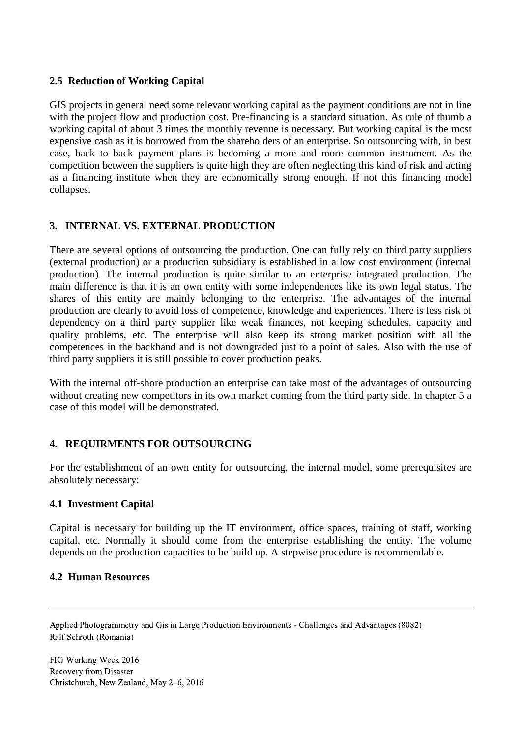### 2.5 Reduction of Working Capital

GIS projects in general need some relevant working capital as the payment conditions are not in line with the project flow and production cost. Pre-financing is a standard situation. As rule of thumb a working capital of about 3 times the monthly revenue is necessary. But working capital is the most expensive cash as it is borrowed from the shareholders of an enterprise. So outsourcing with, in best case, back to back payment plans is becoming a more and more common instrument. As the competition between the suppliers is quite high they are often neglecting this kind of risk and acting as a financing institute when they are economically strong enough. If not this financing model collapses.

## 3. INTERNAL VS. EXTERNAL PRODUCTION

There are several options of outsourcing the production. One can fully rely on third party suppliers (external production) or a production subsidiary is established in a low cost environment (internal production). The internal production is quite similar to an enterprise integrated production. The main difference is that it is an own entity with some independences like its own legal status. The shares of this entity are mainly belonging to the enterprise. The advantages of the internal production are clearly to avoid loss of competence, knowledge and experiences. There is less risk of dependency on a third party supplier like weak finances, not keeping schedules, capacity and quality problems, etc. The enterprise will also keep its strong market position with all the competences in the backhand and is not downgraded just to a point of sales. Also with the use of third party suppliers it is still possible to cover production peaks.

With the internal off-shore production an enterprise can take most of the advantages of outsourcing without creating new competitors in its own market coming from the third party side. In chapter 5 a case of this model will be demonstrated.

## 4. REQUIRMENTS FOR OUTSOURCING

For the establishment of an own entity for outsourcing, the internal model, some prerequisites are absolutely necessary:

### 4.1 Investment Capital

Capital is necessary for building up the IT environment, office spaces, training of staff, working capital, etc. Normally it should come from the enterprise establishing the entity. The volume depends on the production capacities to be build up. A stepwise procedure is recommendable.

### 4.2 Human Resources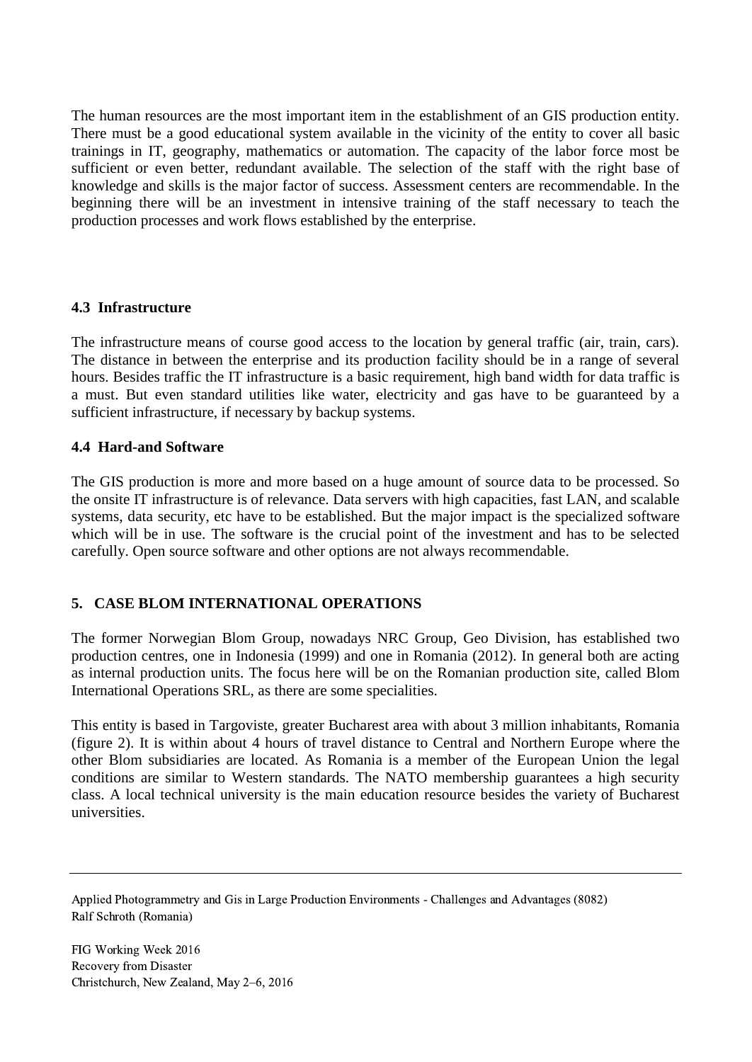The human resources are the most important item in the establishment of an GIS production entity. There must be a good educational system available in the vicinity of the entity to cover all basic trainings in IT, geography, mathematics or automation. The capacity of the labor force most be sufficient or even better, redundant available. The selection of the staff with the right base of knowledge and skills is the major factor of success. Assessment centers are recommendable. In the beginning there will be an investment in intensive training of the staff necessary to teach the production processes and work flows established by the enterprise.

### 4.3 Infrastructure

The infrastructure means of course good access to the location by general traffic (air, train, cars). The distance in between the enterprise and its production facility should be in a range of several hours. Besides traffic the IT infrastructure is a basic requirement, high band width for data traffic is a must. But even standard utilities like water, electricity and gas have to be guaranteed by a sufficient infrastructure, if necessary by backup systems.

### 4.4 Hard-and Software

The GIS production is more and more based on a huge amount of source data to be processed. So the onsite IT infrastructure is of relevance. Data servers with high capacities, fast LAN, and scalable systems, data security, etc have to be established. But the major impact is the specialized software which will be in use. The software is the crucial point of the investment and has to be selected carefully. Open source software and other options are not always recommendable.

## 5. CASE BLOM INTERNATIONAL OPERATIONS

The former Norwegian Blom Group, nowadays NRC Group, Geo Division, has established two production centres, one in Indonesia (1999) and one in Romania (2012). In general both are acting as internal production units. The focus here will be on the Romanian production site, called Blom International Operations SRL, as there are some specialities.

This entity is based in Targoviste, greater Bucharest area with about 3 million inhabitants, Romania (figure 2). It is within about 4 hours of travel distance to Central and Northern Europe where the other Blom subsidiaries are located. As Romania is a member of the European Union the legal conditions are similar to Western standards. The NATO membership guarantees a high security class. A local technical university is the main education resource besides the variety of Bucharest universities.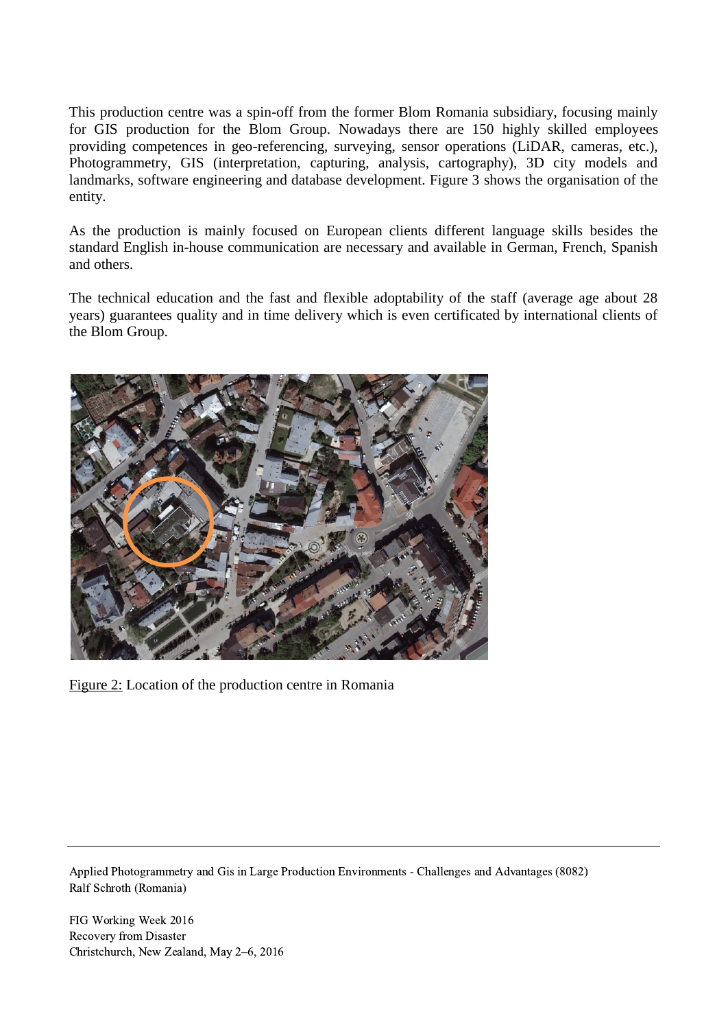This production centre was a spin-off from the former Blom Romania subsidiary, focusing mainly for GIS production for the Blom Group. Nowadays there are 150 highly skilled employees providing competences in geo-referencing, surveying, sensor operations (LiDAR, cameras, etc.), Photogrammetry, GIS (interpretation, capturing, analysis, cartography), 3D city models and landmarks, software engineering and database development. Figure 3 shows the organisation of the entity.

As the production is mainly focused on European clients different language skills besides the standard English in-house communication are necessary and available in German, French, Spanish and others.

The technical education and the fast and flexible adoptability of the staff (average age about 28 years) guarantees quality and in time delivery which is even certificated by international clients of the Blom Group.

Figure 2: Location of the production centre in Romania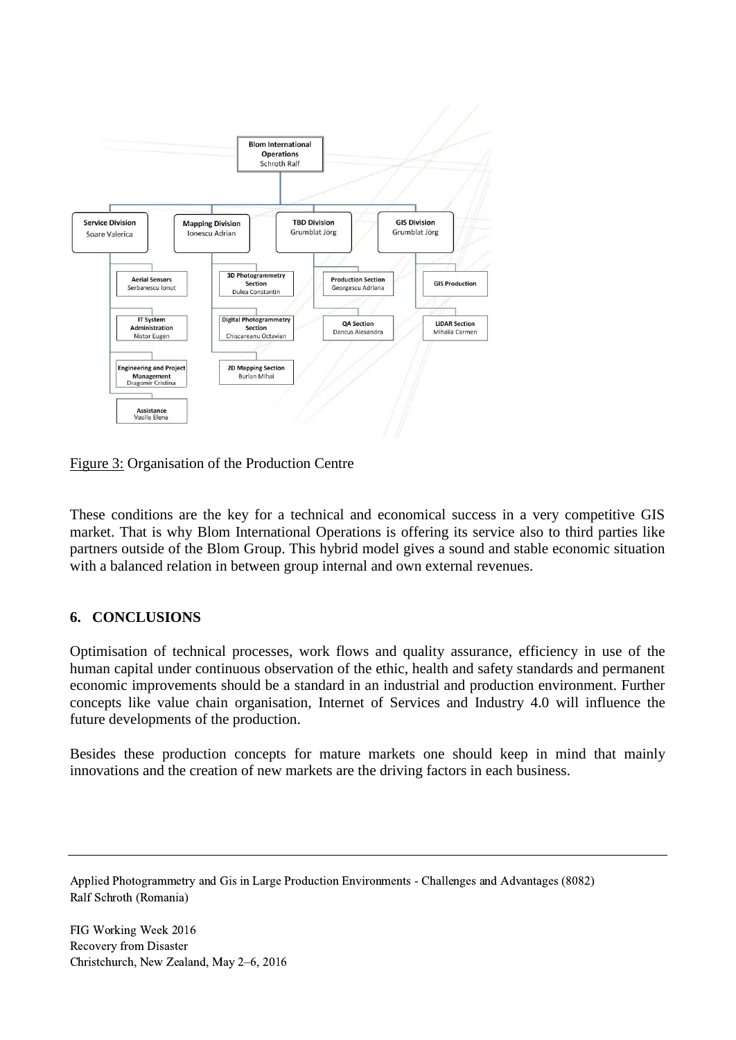Figure 3: Organisation of the Production Centre

These conditions are the key for a technical and economical success in a very competitive GIS market. That is why Blom International Operations is offering its service also to third parties like partners outside of the Blom Group. This hybrid model gives a sound and stable economic situation with a balanced relation in between group internal and own external revenues.

## 6. CONCLUSIONS

Optimisation of technical processes, work flows and quality assurance, efficiency in use of the human capital under continuous observation of the ethic, health and safety standards and permanent economic improvements should be a standard in an industrial and production environment. Further concepts like value chain organisation, Internet of Services and Industry 4.0 will influence the future developments of the production.

Besides these production concepts for mature markets one should keep in mind that mainly innovations and the creation of new markets are the driving factors in each business.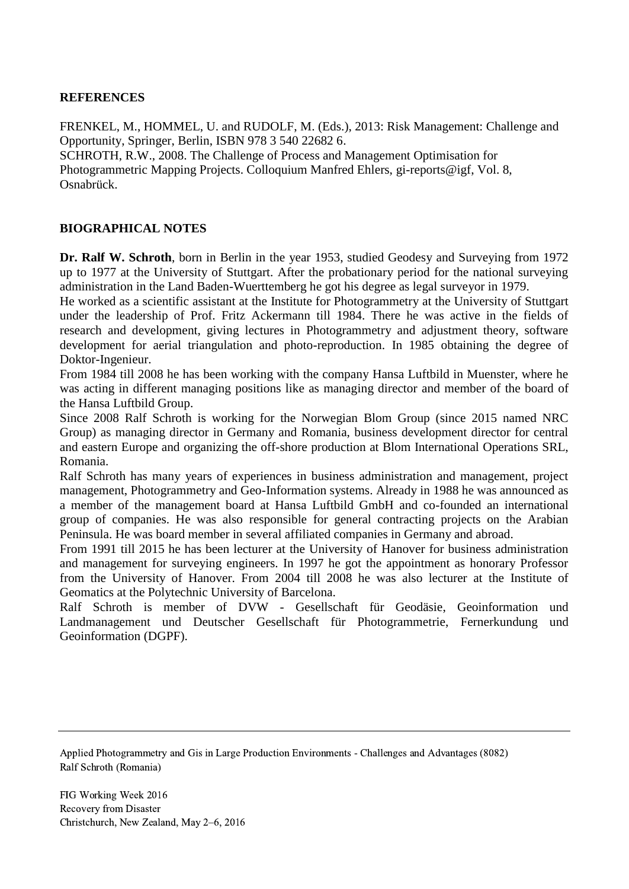**REFERENCES**

FRENKEL, M., HOMMEL, U. and RUDOLF, M. (Eds.), 2013: Risk Management: Challenge and Opportunity, Springer, Berlin, ISBN 978 3 540 22682 6.
SCHROTH, R.W., 2008. The Challenge of Process and Management Optimisation for Photogrammetric Mapping Projects. Colloquium Manfred Ehlers, gi-reports@igf, Vol. 8, Osnabrück.

**BIOGRAPHICAL NOTES**

**Dr. Ralf W. Schroth**, born in Berlin in the year 1953, studied Geodesy and Surveying from 1972 up to 1977 at the University of Stuttgart. After the probationary period for the national surveying administration in the Land Baden-Wuerttemberg he got his degree as legal surveyor in 1979.
He worked as a scientific assistant at the Institute for Photogrammetry at the University of Stuttgart under the leadership of Prof. Fritz Ackermann till 1984. There he was active in the fields of research and development, giving lectures in Photogrammetry and adjustment theory, software development for aerial triangulation and photo-reproduction. In 1985 obtaining the degree of Doktor-Ingenieur.
From 1984 till 2008 he has been working with the company Hansa Luftbild in Muenster, where he was acting in different managing positions like as managing director and member of the board of the Hansa Luftbild Group.
Since 2008 Ralf Schroth is working for the Norwegian Blom Group (since 2015 named NRC Group) as managing director in Germany and Romania, business development director for central and eastern Europe and organizing the off-shore production at Blom International Operations SRL, Romania.
Ralf Schroth has many years of experiences in business administration and management, project management, Photogrammetry and Geo-Information systems. Already in 1988 he was announced as a member of the management board at Hansa Luftbild GmbH and co-founded an international group of companies. He was also responsible for general contracting projects on the Arabian Peninsula. He was board member in several affiliated companies in Germany and abroad.
From 1991 till 2015 he has been lecturer at the University of Hanover for business administration and management for surveying engineers. In 1997 he got the appointment as honorary Professor from the University of Hanover. From 2004 till 2008 he was also lecturer at the Institute of Geomatics at the Polytechnic University of Barcelona.
Ralf Schroth is member of DVW - Gesellschaft für Geodäsie, Geoinformation und Landmanagement und Deutscher Gesellschaft für Photogrammetrie, Fernerkundung und Geoinformation (DGPF).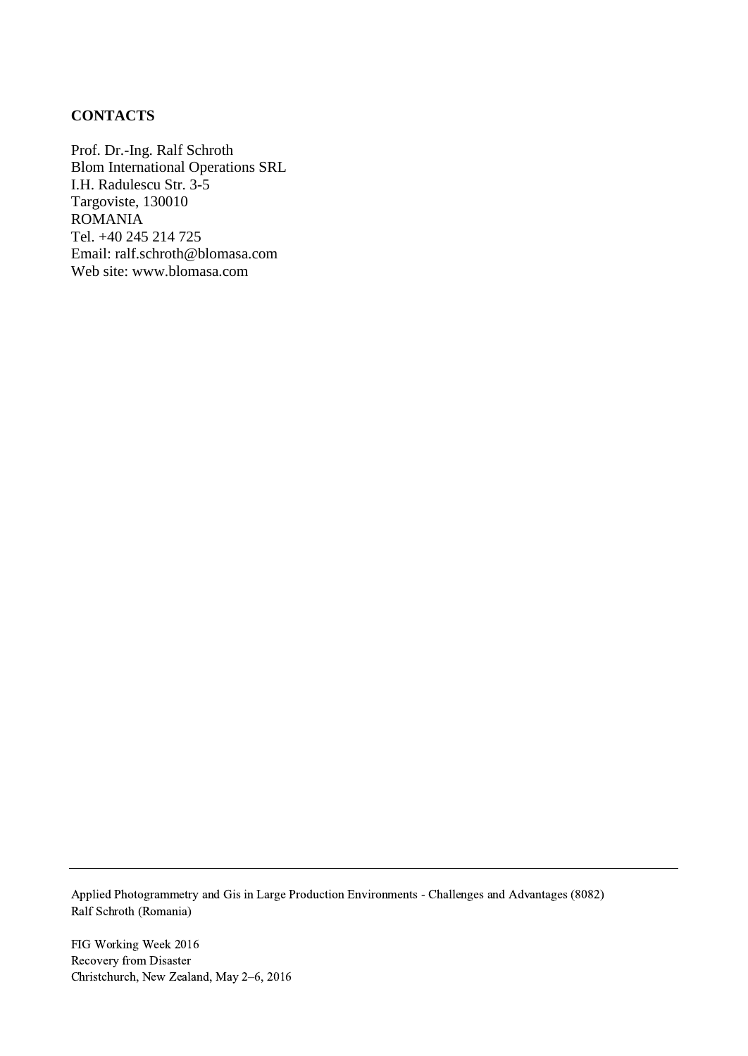**CONTACTS**

Prof. Dr.-Ing. Ralf Schroth
Blom International Operations SRL
I.H. Radulescu Str. 3-5
Targoviste, 130010
ROMANIA
Tel. +40 245 214 725
Email: ralf.schroth@blomasa.com
Web site: www.blomasa.com